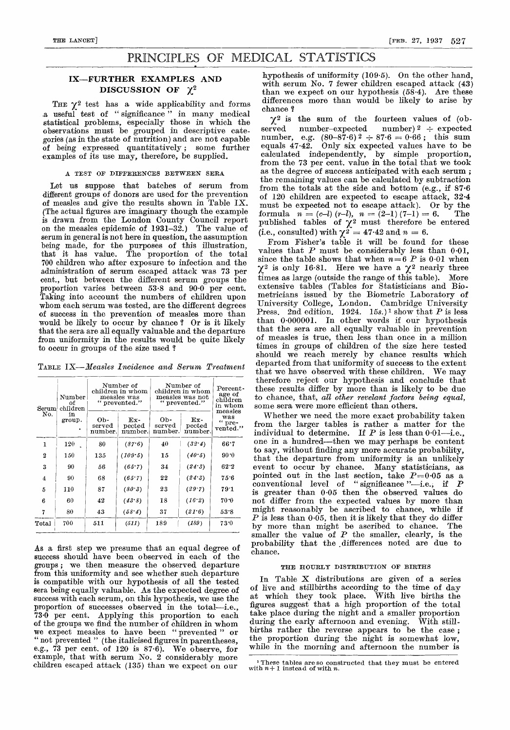# PRINCIPLES OF MEDICAL STATISTICS

## IX—FURTHER EXAMPLES AND DISCUSSION OF $\chi^2$

THE $\chi^2$ test has a wide applicability and forms a useful test of "significance" in many medical statistical problems, especially those in which the observations must be grouped in descriptive categories (as in the state of nutrition) and are not capable of being expressed quantitatively; some further examples of its use may, therefore, be supplied.

### A TEST OF DIFFERENCES BETWEEN SERA

Let us suppose that batches of serum from different groups of donors are used for the prevention of measles and give the results shown in Table IX. (The actual figures are imaginary though the example is drawn from the London County Council report on the measles epidemic of 1931–32.) The value of serum in general is not here in question, the assumption being made, for the purposes of this illustration, that it has value. The proportion of the total 700 children who after exposure to infection and the administration of serum escaped attack was 73 per cent., but between the different serum groups the proportion varies between 53·8 and 90·0 per cent. Taking into account the numbers of children upon whom each serum was tested, are the different degrees of success in the prevention of measles more than would be likely to occur by chance? Or is it likely that the sera are all equally valuable and the departure from uniformity in the results would be quite likely to occur in groups of the size used?

TABLE IX—*Measles Incidence and Serum Treatment*

| Serum No. | Number of children in group. | Number of children in whom measles was "prevented." | | Number of children in whom measles was not "prevented." | | Percentage of children in whom measles was "prevented." |
|---|---|---|---|---|---|---|
| | | Observed number. | Expected number. | Observed number. | Expected number. | |
| 1 | 120 | 80 | *(87·6)* | 40 | *(32·4)* | 66·7 |
| 2 | 150 | 135 | *(109·5)* | 15 | *(40·5)* | 90·0 |
| 3 | 90 | 56 | *(65·7)* | 34 | *(24·3)* | 62·2 |
| 4 | 90 | 68 | *(65·7)* | 22 | *(24·3)* | 75·6 |
| 5 | 110 | 87 | *(80·3)* | 23 | *(29·7)* | 79·1 |
| 6 | 60 | 42 | *(43·8)* | 18 | *(16·2)* | 70·0 |
| 7 | 80 | 43 | *(58·4)* | 37 | *(21·6)* | 53·8 |
| Total | 700 | 511 | *(511)* | 189 | *(189)* | 73·0 |

As a first step we presume that an equal degree of success should have been observed in each of the groups; we then measure the observed departure from this uniformity and see whether such departure is compatible with our hypothesis of all the tested sera being equally valuable. As the expected degree of success with each serum, on this hypothesis, we use the proportion of successes observed in the total—i.e., 73·0 per cent. Applying this proportion to each of the groups we find the number of children in whom we expect measles to have been "prevented" or "not prevented" (the italicised figures in parentheses, e.g., 73 per cent. of 120 is 87·6). We observe, for example, that with serum No. 2 considerably more children escaped attack (135) than we expect on our hypothesis of uniformity (109·5). On the other hand, with serum No. 7 fewer children escaped attack (43) than we expect on our hypothesis (58·4). Are these differences more than would be likely to arise by chance?

$\chi^2$ is the sum of the fourteen values of (observed number–expected number)$^2$ ÷ expected number, e.g. $(80–87·6)^2 ÷ 87·6 = 0·66$; this sum equals 47·42. Only six expected values have to be calculated independently, by simple proportion, from the 73 per cent. value in the total that we took as the degree of success anticipated with each serum; the remaining values can be calculated by subtraction from the totals at the side and bottom (e.g., if 87·6 of 120 children are expected to escape attack, 32·4 must be expected not to escape attack). Or by the formula $n = (c–l)\ (r–l)$, $n = (2–1)\ (7–1) = 6$. The published tables of $\chi^2$ must therefore be entered (i.e., consulted) with $\chi^2 = 47·42$ and $n = 6$.

From Fisher's table it will be found for these values that $P$ must be considerably less than 0·01, since the table shows that when $n = 6$ $P$ is 0·01 when $\chi^2$ is only 16·81. Here we have a $\chi^2$ nearly three times as large (outside the range of this table). More extensive tables (Tables for Statisticians and Biometricians issued by the Biometric Laboratory of University College, London. Cambridge University Press. 2nd edition. 1924. 15s.)[1] show that $P$ is less than 0·000001. In other words if our hypothesis that the sera are all equally valuable in prevention of measles is true, then less than once in a million times in groups of children of the size here tested should we reach merely by chance results which departed from that uniformity of success to the extent that we have observed with these children. We may therefore reject our hypothesis and conclude that these results differ by more than is likely to be due to chance, that, *all other revelant factors being equal*, some sera were more efficient than others.

Whether we need the more exact probability taken from the larger tables is rather a matter for the individual to determine. If $P$ is less than 0·01—i.e., one in a hundred—then we may perhaps be content to say, without finding any more accurate probability, that the departure from uniformity is an unlikely event to occur by chance. Many statisticians, as pointed out in the last section, take $P = 0·05$ as a conventional level of "significance"—i.e., if $P$ is greater than 0·05 then the observed values do not differ from the expected values by more than might reasonably be ascribed to chance, while if $P$ is less than 0·05, then it is likely that they do differ by more than might be ascribed to chance. The smaller the value of $P$ the smaller, clearly, is the probability that the differences noted are due to chance.

### THE HOURLY DISTRIBUTION OF BIRTHS

In Table X distributions are given of a series of live and stillbirths according to the time of day at which they took place. With live births the figures suggest that a high proportion of the total take place during the night and a smaller proportion during the early afternoon and evening. With stillbirths rather the reverse appears to be the case; the proportion during the night is somewhat low, while in the morning and afternoon the number is

[1] These tables are so constructed that they must be entered with $n+1$ instead of with $n$.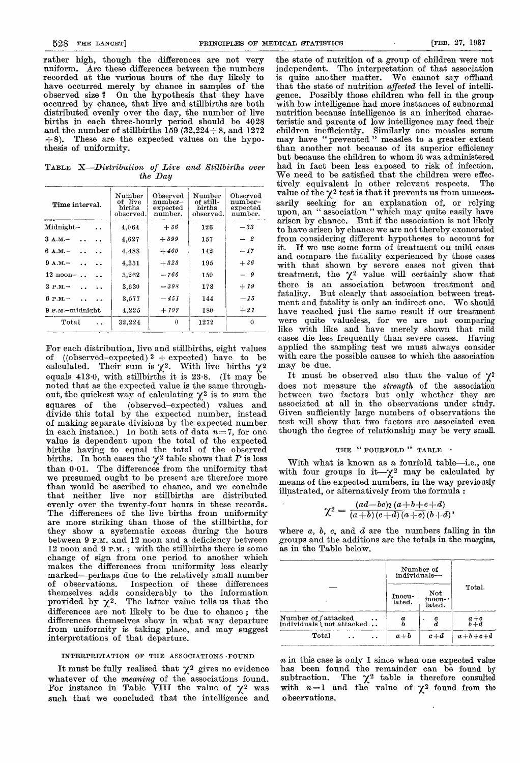rather high, though the differences are not very uniform. Are these differences between the numbers recorded at the various hours of the day likely to have occurred merely by chance in samples of the observed size? On the hypothesis that they have occurred by chance, that live and stillbirths are both distributed evenly over the day, the number of live births in each three-hourly period should be 4028 and the number of stillbirths 159 (32,224 ÷ 8, and 1272 ÷ 8). These are the expected values on the hypothesis of uniformity.

TABLE X—*Distribution of Live and Stillbirths over the Day*

| Time interval. | Number of live births observed. | Observed number–expected number. | Number of still-births observed. | Observed number–expected number. |
|---|---|---|---|---|
| Midnight– | 4,064 | *+36* | 126 | *−33* |
| 3 A.M.– | 4,627 | *+599* | 157 | *− 2* |
| 6 A.M.– | 4,488 | *+460* | 142 | *−17* |
| 9 A.M.– | 4,351 | *+323* | 195 | *+36* |
| 12 noon– | 3,262 | *−766* | 150 | *− 9* |
| 3 P.M.– | 3,630 | *−398* | 178 | *+19* |
| 6 P.M.– | 3,577 | *−451* | 144 | *−15* |
| 9 P.M.–midnight | 4,225 | *+197* | 180 | *+21* |
| Total | 32,224 | 0 | 1272 | 0 |

For each distribution, live and stillbirths, eight values of ((observed–expected)$^2$ ÷ expected) have to be calculated. Their sum is $\chi^2$. With live births $\chi^2$ equals 413·0, with stillbirths it is 23·8. (It may be noted that as the expected value is the same throughout, the quickest way of calculating $\chi^2$ is to sum the squares of the (observed–expected) values and divide this total by the expected number, instead of making separate divisions by the expected number in each instance.) In both sets of data $n=7$, for one value is dependent upon the total of the expected births having to equal the total of the observed births. In both cases the $\chi^2$ table shows that $P$ is less than 0·01. The differences from the uniformity that we presumed ought to be present are therefore more than would be ascribed to chance, and we conclude that neither live nor stillbirths are distributed evenly over the twenty-four hours in these records. The differences of the live births from uniformity are more striking than those of the stillbirths, for they show a systematic excess during the hours between 9 P.M. and 12 noon and a deficiency between 12 noon and 9 P.M.; with the stillbirths there is some change of sign from one period to another which makes the differences from uniformity less clearly marked—perhaps due to the relatively small number of observations. Inspection of these differences themselves adds considerably to the information provided by $\chi^2$. The latter value tells us that the differences are not likely to be due to chance; the differences themselves show in what way departure from uniformity is taking place, and may suggest interpretations of that departure.

### INTERPRETATION OF THE ASSOCIATIONS FOUND

It must be fully realised that $\chi^2$ gives no evidence whatever of the *meaning* of the associations found. For instance in Table VIII the value of $\chi^2$ was such that we concluded that the intelligence and the state of nutrition of a group of children were not independent. The interpretation of that association is quite another matter. We cannot say offhand that the state of nutrition *affected* the level of intelligence. Possibly those children who fell in the group with low intelligence had more instances of subnormal nutrition because intelligence is an inherited characteristic and parents of low intelligence may feed their children inefficiently. Similarly one measles serum may have "prevented" measles to a greater extent than another not because of its superior efficiency but because the children to whom it was administered had in fact been less exposed to risk of infection. We need to be satisfied that the children were effectively equivalent in other relevant respects. The value of the $\chi^2$ test is that it prevents us from unnecessarily seeking for an explanation of, or relying upon, an "association" which may quite easily have arisen by chance. But if the association is not likely to have arisen by chance we are not thereby exonerated from considering different hypotheses to account for it. If we use some form of treatment on mild cases and compare the fatality experienced by those cases with that shown by severe cases not given that treatment, the $\chi^2$ value will certainly show that there is an association between treatment and fatality. But clearly that association between treatment and fatality is only an indirect one. We should have reached just the same result if our treatment were quite valueless, for we are not comparing like with like and have merely shown that mild cases die less frequently than severe cases. Having applied the sampling test we must always consider with care the possible causes to which the association may be due.

It must be observed also that the value of $\chi^2$ does not measure the *strength* of the association between two factors but only whether they are associated at all in the observations under study. Given sufficiently large numbers of observations the test will show that two factors are associated even though the degree of relationship may be very small.

### THE "FOURFOLD" TABLE

With what is known as a fourfold table—i.e., one with four groups in it—$\chi^2$ may be calculated by means of the expected numbers, in the way previously illustrated, or alternatively from the formula:

$$\chi^2 = \frac{(ad-bc)^2\,(a+b+c+d)}{(a+b)\,(c+d)\,(a+c)\,(b+d)},$$

where $a$, $b$, $c$, and $d$ are the numbers falling in the groups and the additions are the totals in the margins, as in the Table below.

| — | Number of individuals— | | Total. |
|---|---|---|---|
| | Inoculated. | Not inoculated. | |
| Number of individuals attacked | $a$ | $c$ | $a+c$ |
| Number of individuals not attacked | $b$ | $d$ | $b+d$ |
| Total | $a+b$ | $c+d$ | $a+b+c+d$ |

$n$ in this case is only 1 since when one expected value has been found the remainder can be found by subtraction. The $\chi^2$ table is therefore consulted with $n=1$ and the value of $\chi^2$ found from the observations.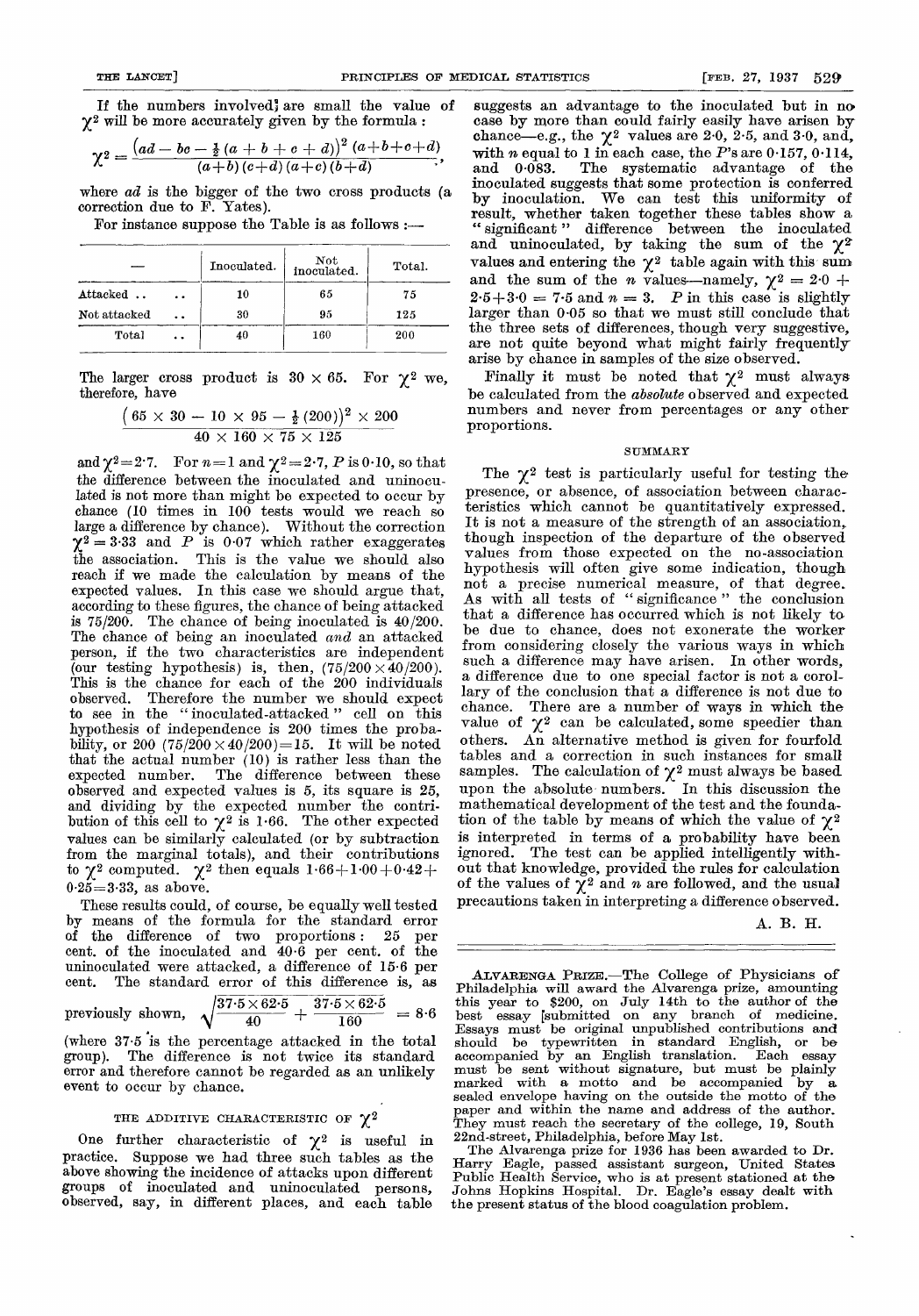If the numbers involved are small the value of $\chi^2$ will be more accurately given by the formula :

$$\chi^2 = \frac{\left(ad - bc - \frac{1}{2}(a+b+c+d)\right)^2 (a+b+c+d)}{(a+b)(c+d)(a+c)(b+d)},$$

where $ad$ is the bigger of the two cross products (a correction due to F. Yates).

For instance suppose the Table is as follows :—

| — | Inoculated. | Not inoculated. | Total. |
|---|---|---|---|
| Attacked .. .. | 10 | 65 | 75 |
| Not attacked .. | 30 | 95 | 125 |
| Total .. | 40 | 160 | 200 |

The larger cross product is $30 \times 65$. For $\chi^2$ we, therefore, have

$$\frac{\left(65 \times 30 - 10 \times 95 - \frac{1}{2}(200)\right)^2 \times 200}{40 \times 160 \times 75 \times 125}$$

and $\chi^2 = 2 \cdot 7$. For $n = 1$ and $\chi^2 = 2 \cdot 7$, $P$ is $0 \cdot 10$, so that the difference between the inoculated and uninoculated is not more than might be expected to occur by chance (10 times in 100 tests would we reach so large a difference by chance). Without the correction $\chi^2 = 3 \cdot 33$ and $P$ is $0 \cdot 07$ which rather exaggerates the association. This is the value we should also reach if we made the calculation by means of the expected values. In this case we should argue that, according to these figures, the chance of being attacked is 75/200. The chance of being inoculated is 40/200. The chance of being an inoculated *and* an attacked person, if the two characteristics are independent (our testing hypothesis) is, then, $(75/200 \times 40/200)$. This is the chance for each of the 200 individuals observed. Therefore the number we should expect to see in the "inoculated-attacked" cell on this hypothesis of independence is 200 times the probability, or $200\ (75/200 \times 40/200) = 15$. It will be noted that the actual number (10) is rather less than the expected number. The difference between these observed and expected values is 5, its square is 25, and dividing by the expected number the contribution of this cell to $\chi^2$ is 1·66. The other expected values can be similarly calculated (or by subtraction from the marginal totals), and their contributions to $\chi^2$ computed. $\chi^2$ then equals $1 \cdot 66 + 1 \cdot 00 + 0 \cdot 42 + 0 \cdot 25 = 3 \cdot 33$, as above.

These results could, of course, be equally well tested by means of the formula for the standard error of the difference of two proportions: 25 per cent. of the inoculated and 40·6 per cent. of the uninoculated were attacked, a difference of 15·6 per cent. The standard error of this difference is, as previously shown, $\sqrt{\frac{37 \cdot 5 \times 62 \cdot 5}{40} + \frac{37 \cdot 5 \times 62 \cdot 5}{160}} = 8 \cdot 6$ (where 37·5 is the percentage attacked in the total group). The difference is not twice its standard error and therefore cannot be regarded as an unlikely event to occur by chance.

### THE ADDITIVE CHARACTERISTIC OF $\chi^2$

One further characteristic of $\chi^2$ is useful in practice. Suppose we had three such tables as the above showing the incidence of attacks upon different groups of inoculated and uninoculated persons, observed, say, in different places, and each table suggests an advantage to the inoculated but in no case by more than could fairly easily have arisen by chance—e.g., the $\chi^2$ values are 2·0, 2·5, and 3·0, and, with $n$ equal to 1 in each case, the $P$'s are 0·157, 0·114, and 0·083. The systematic advantage of the inoculated suggests that some protection is conferred by inoculation. We can test this uniformity of result, whether taken together these tables show a "significant" difference between the inoculated and uninoculated, by taking the sum of the $\chi^2$ values and entering the $\chi^2$ table again with this sum and the sum of the $n$ values—namely, $\chi^2 = 2 \cdot 0 + 2 \cdot 5 + 3 \cdot 0 = 7 \cdot 5$ and $n = 3$. $P$ in this case is slightly larger than 0·05 so that we must still conclude that the three sets of differences, though very suggestive, are not quite beyond what might fairly frequently arise by chance in samples of the size observed.

Finally it must be noted that $\chi^2$ must always be calculated from the *absolute* observed and expected numbers and never from percentages or any other proportions.

### SUMMARY

The $\chi^2$ test is particularly useful for testing the presence, or absence, of association between characteristics which cannot be quantitatively expressed. It is not a measure of the strength of an association, though inspection of the departure of the observed values from those expected on the no-association hypothesis will often give some indication, though not a precise numerical measure, of that degree. As with all tests of "significance" the conclusion that a difference has occurred which is not likely to be due to chance, does not exonerate the worker from considering closely the various ways in which such a difference may have arisen. In other words, a difference due to one special factor is not a corollary of the conclusion that a difference is not due to chance. There are a number of ways in which the value of $\chi^2$ can be calculated, some speedier than others. An alternative method is given for fourfold tables and a correction in such instances for small samples. The calculation of $\chi^2$ must always be based upon the absolute numbers. In this discussion the mathematical development of the test and the foundation of the table by means of which the value of $\chi^2$ is interpreted in terms of a probability have been ignored. The test can be applied intelligently without that knowledge, provided the rules for calculation of the values of $\chi^2$ and $n$ are followed, and the usual precautions taken in interpreting a difference observed.

A. B. H.

---

ALVARENGA PRIZE.—The College of Physicians of Philadelphia will award the Alvarenga prize, amounting this year to $200, on July 14th to the author of the best essay [submitted on any branch of medicine. Essays must be original unpublished contributions and should be typewritten in standard English, or be accompanied by an English translation. Each essay must be sent without signature, but must be plainly marked with a motto and be accompanied by a sealed envelope having on the outside the motto of the paper and within the name and address of the author. They must reach the secretary of the college, 19, South 22nd-street, Philadelphia, before May 1st.

The Alvarenga prize for 1936 has been awarded to Dr. Harry Eagle, passed assistant surgeon, United States Public Health Service, who is at present stationed at the Johns Hopkins Hospital. Dr. Eagle's essay dealt with the present status of the blood coagulation problem.